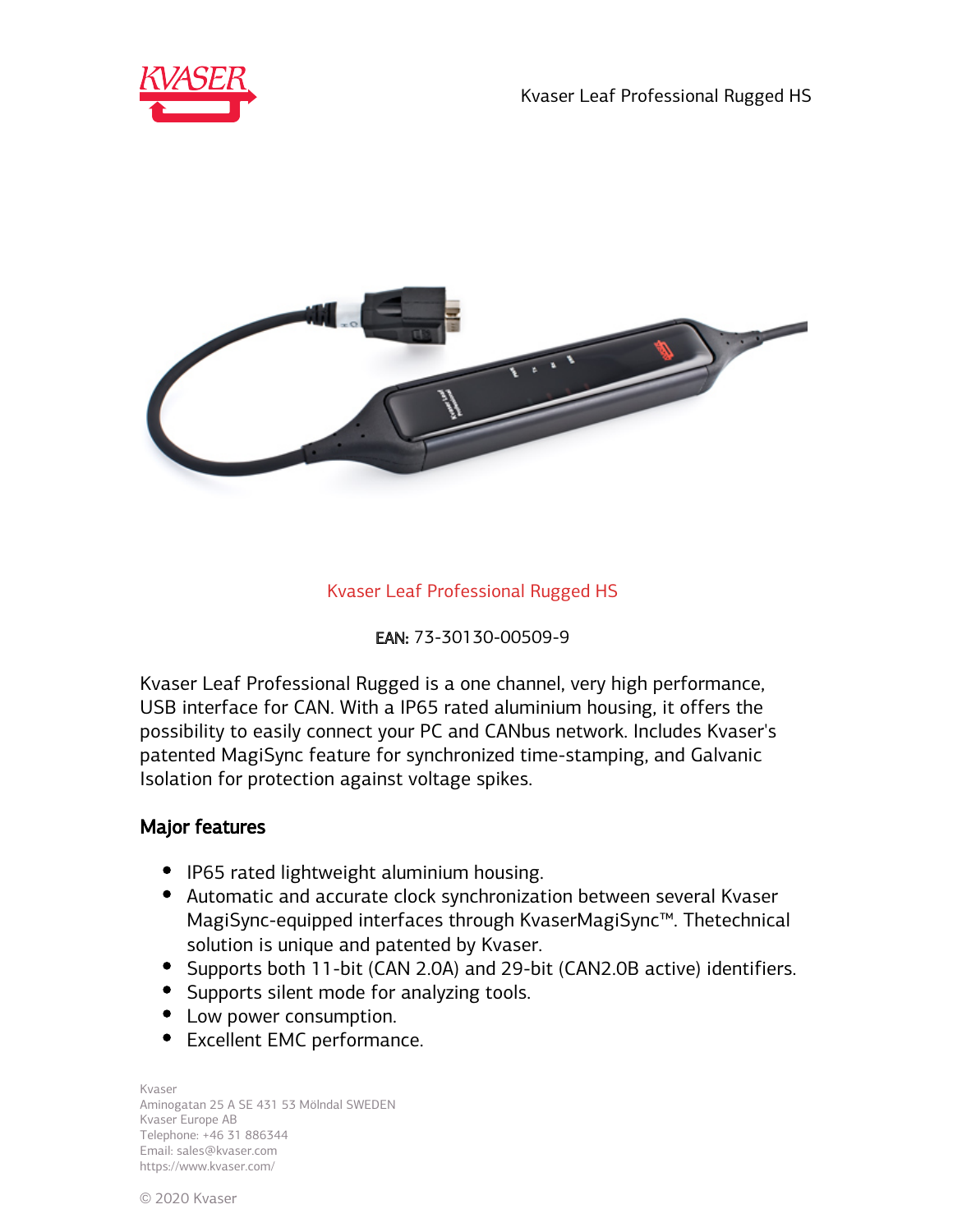# Kvaser Leaf Professional Rugged HS

**EAN:** 73-30130-00509-9

Kvaser Leaf Professional Rugged is a one channel, very high performance, USB interface for CAN. With a IP65 rated aluminium housing, it offers the possibility to easily connect your PC and CANbus network. Includes Kvaser's patented MagiSync feature for synchronized time-stamping, and Galvanic Isolation for protection against voltage spikes.

## Major features

- IP65 rated lightweight aluminium housing.
- Automatic and accurate clock synchronization between several Kvaser MagiSync-equipped interfaces through KvaserMagiSync™. Thetechnical solution is unique and patented by Kvaser.
- Supports both 11-bit (CAN 2.0A) and 29-bit (CAN2.0B active) identifiers.
- Supports silent mode for analyzing tools.
- Low power consumption.
- Excellent EMC performance.

Kvaser
Aminogatan 25 A SE 431 53 Mölndal SWEDEN
Kvaser Europe AB
Telephone: +46 31 886344
Email: sales@kvaser.com
https://www.kvaser.com/

© 2020 Kvaser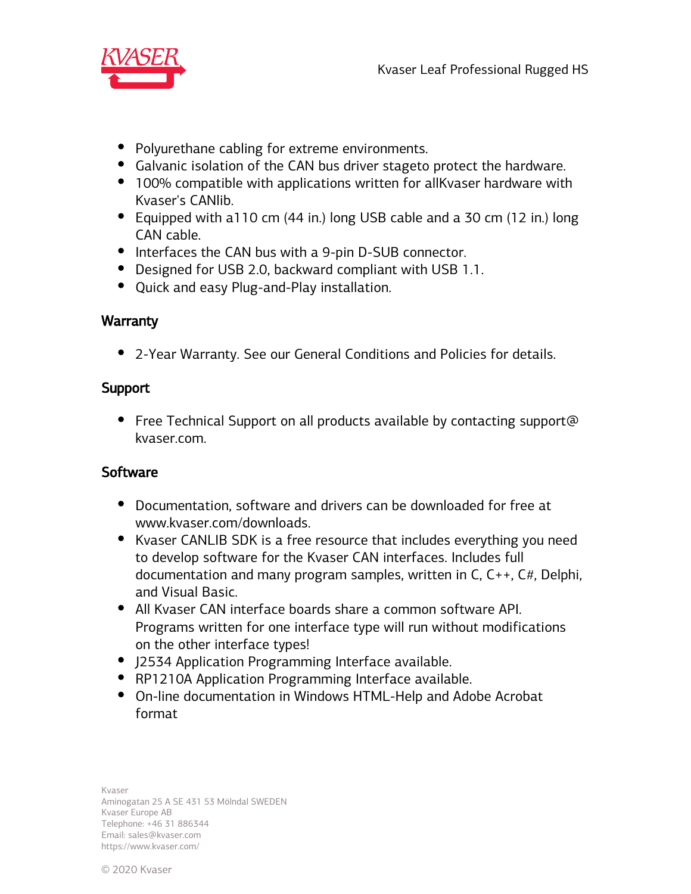- Polyurethane cabling for extreme environments.
- Galvanic isolation of the CAN bus driver stageto protect the hardware.
- 100% compatible with applications written for allKvaser hardware with Kvaser's CANlib.
- Equipped with a110 cm (44 in.) long USB cable and a 30 cm (12 in.) long CAN cable.
- Interfaces the CAN bus with a 9-pin D-SUB connector.
- Designed for USB 2.0, backward compliant with USB 1.1.
- Quick and easy Plug-and-Play installation.

## Warranty

- 2-Year Warranty. See our General Conditions and Policies for details.

## Support

- Free Technical Support on all products available by contacting support@kvaser.com.

## Software

- Documentation, software and drivers can be downloaded for free at www.kvaser.com/downloads.
- Kvaser CANLIB SDK is a free resource that includes everything you need to develop software for the Kvaser CAN interfaces. Includes full documentation and many program samples, written in C, C++, C#, Delphi, and Visual Basic.
- All Kvaser CAN interface boards share a common software API. Programs written for one interface type will run without modifications on the other interface types!
- J2534 Application Programming Interface available.
- RP1210A Application Programming Interface available.
- On-line documentation in Windows HTML-Help and Adobe Acrobat format

Kvaser
Aminogatan 25 A SE 431 53 Mölndal SWEDEN
Kvaser Europe AB
Telephone: +46 31 886344
Email: sales@kvaser.com
https://www.kvaser.com/

© 2020 Kvaser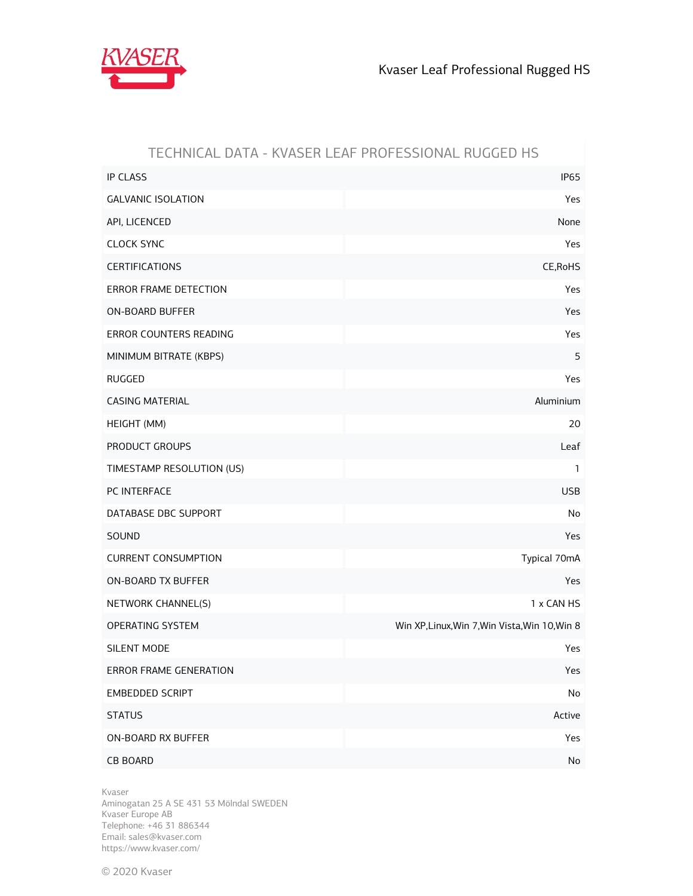## TECHNICAL DATA - KVASER LEAF PROFESSIONAL RUGGED HS

| | |
|---|---|
| IP CLASS | IP65 |
| GALVANIC ISOLATION | Yes |
| API, LICENCED | None |
| CLOCK SYNC | Yes |
| CERTIFICATIONS | CE,RoHS |
| ERROR FRAME DETECTION | Yes |
| ON-BOARD BUFFER | Yes |
| ERROR COUNTERS READING | Yes |
| MINIMUM BITRATE (KBPS) | 5 |
| RUGGED | Yes |
| CASING MATERIAL | Aluminium |
| HEIGHT (MM) | 20 |
| PRODUCT GROUPS | Leaf |
| TIMESTAMP RESOLUTION (US) | 1 |
| PC INTERFACE | USB |
| DATABASE DBC SUPPORT | No |
| SOUND | Yes |
| CURRENT CONSUMPTION | Typical 70mA |
| ON-BOARD TX BUFFER | Yes |
| NETWORK CHANNEL(S) | 1 x CAN HS |
| OPERATING SYSTEM | Win XP,Linux,Win 7,Win Vista,Win 10,Win 8 |
| SILENT MODE | Yes |
| ERROR FRAME GENERATION | Yes |
| EMBEDDED SCRIPT | No |
| STATUS | Active |
| ON-BOARD RX BUFFER | Yes |
| CB BOARD | No |

Kvaser
Aminogatan 25 A SE 431 53 Mölndal SWEDEN
Kvaser Europe AB
Telephone: +46 31 886344
Email: sales@kvaser.com
https://www.kvaser.com/

© 2020 Kvaser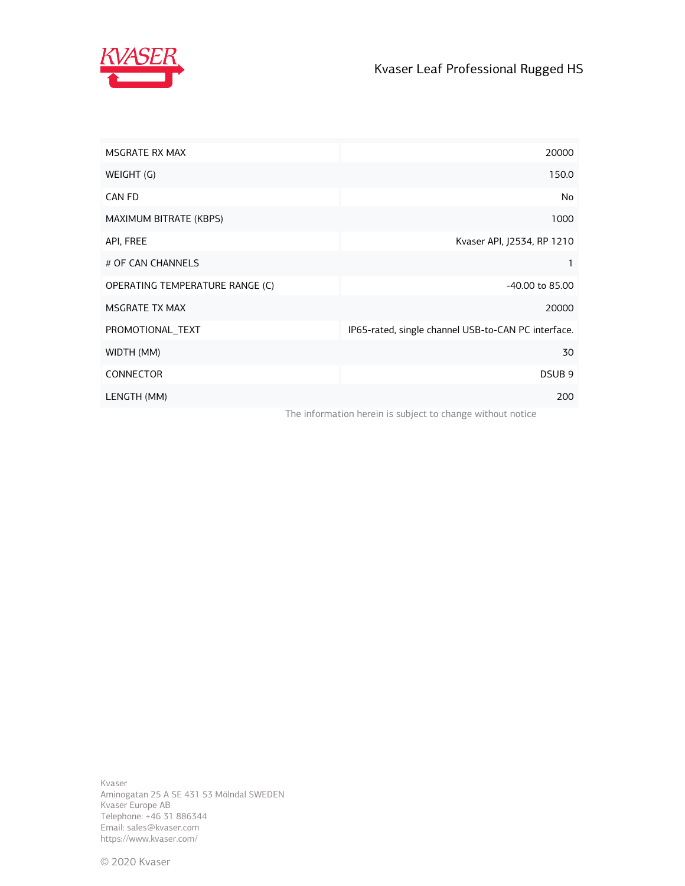| | |
|---|---|
| MSGRATE RX MAX | 20000 |
| WEIGHT (G) | 150.0 |
| CAN FD | No |
| MAXIMUM BITRATE (KBPS) | 1000 |
| API, FREE | Kvaser API, J2534, RP 1210 |
| # OF CAN CHANNELS | 1 |
| OPERATING TEMPERATURE RANGE (C) | -40.00 to 85.00 |
| MSGRATE TX MAX | 20000 |
| PROMOTIONAL_TEXT | IP65-rated, single channel USB-to-CAN PC interface. |
| WIDTH (MM) | 30 |
| CONNECTOR | DSUB 9 |
| LENGTH (MM) | 200 |

The information herein is subject to change without notice

Kvaser
Aminogatan 25 A SE 431 53 Mölndal SWEDEN
Kvaser Europe AB
Telephone: +46 31 886344
Email: sales@kvaser.com
https://www.kvaser.com/

© 2020 Kvaser